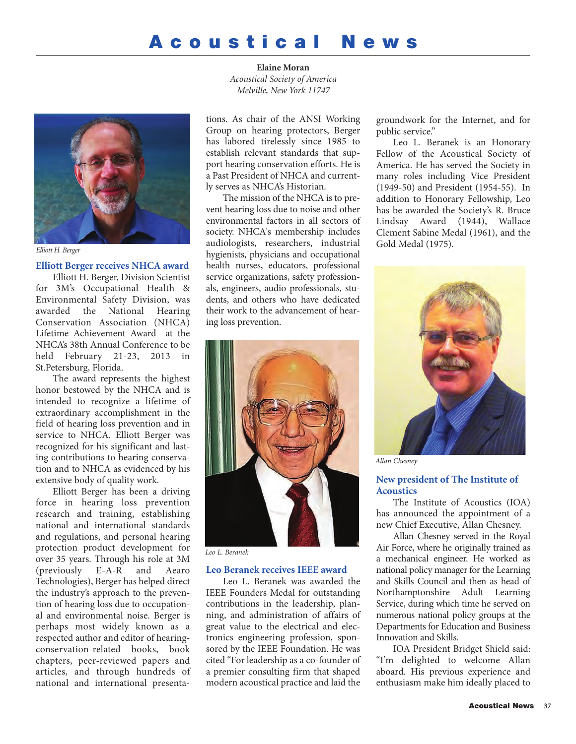# Acoustical News

**Elaine Moran**
*Acoustical Society of America*
*Melville, New York 11747*

*Elliott H. Berger*

### Elliott Berger receives NHCA award

Elliott H. Berger, Division Scientist for 3M's Occupational Health & Environmental Safety Division, was awarded the National Hearing Conservation Association (NHCA) Lifetime Achievement Award at the NHCA's 38th Annual Conference to be held February 21-23, 2013 in St.Petersburg, Florida.

The award represents the highest honor bestowed by the NHCA and is intended to recognize a lifetime of extraordinary accomplishment in the field of hearing loss prevention and in service to NHCA. Elliott Berger was recognized for his significant and lasting contributions to hearing conservation and to NHCA as evidenced by his extensive body of quality work.

Elliott Berger has been a driving force in hearing loss prevention research and training, establishing national and international standards and regulations, and personal hearing protection product development for over 35 years. Through his role at 3M (previously E-A-R and Aearo Technologies), Berger has helped direct the industry's approach to the prevention of hearing loss due to occupational and environmental noise. Berger is perhaps most widely known as a respected author and editor of hearing-conservation-related books, book chapters, peer-reviewed papers and articles, and through hundreds of national and international presentations. As chair of the ANSI Working Group on hearing protectors, Berger has labored tirelessly since 1985 to establish relevant standards that support hearing conservation efforts. He is a Past President of NHCA and currently serves as NHCA's Historian.

The mission of the NHCA is to prevent hearing loss due to noise and other environmental factors in all sectors of society. NHCA's membership includes audiologists, researchers, industrial hygienists, physicians and occupational health nurses, educators, professional service organizations, safety professionals, engineers, audio professionals, students, and others who have dedicated their work to the advancement of hearing loss prevention.

*Leo L. Beranek*

### Leo Beranek receives IEEE award

Leo L. Beranek was awarded the IEEE Founders Medal for outstanding contributions in the leadership, planning, and administration of affairs of great value to the electrical and electronics engineering profession, sponsored by the IEEE Foundation. He was cited "For leadership as a co-founder of a premier consulting firm that shaped modern acoustical practice and laid the groundwork for the Internet, and for public service."

Leo L. Beranek is an Honorary Fellow of the Acoustical Society of America. He has served the Society in many roles including Vice President (1949-50) and President (1954-55). In addition to Honorary Fellowship, Leo has be awarded the Society's R. Bruce Lindsay Award (1944), Wallace Clement Sabine Medal (1961), and the Gold Medal (1975).

*Allan Chesney*

### New president of The Institute of Acoustics

The Institute of Acoustics (IOA) has announced the appointment of a new Chief Executive, Allan Chesney.

Allan Chesney served in the Royal Air Force, where he originally trained as a mechanical engineer. He worked as national policy manager for the Learning and Skills Council and then as head of Northamptonshire Adult Learning Service, during which time he served on numerous national policy groups at the Departments for Education and Business Innovation and Skills.

IOA President Bridget Shield said: "I'm delighted to welcome Allan aboard. His previous experience and enthusiasm make him ideally placed to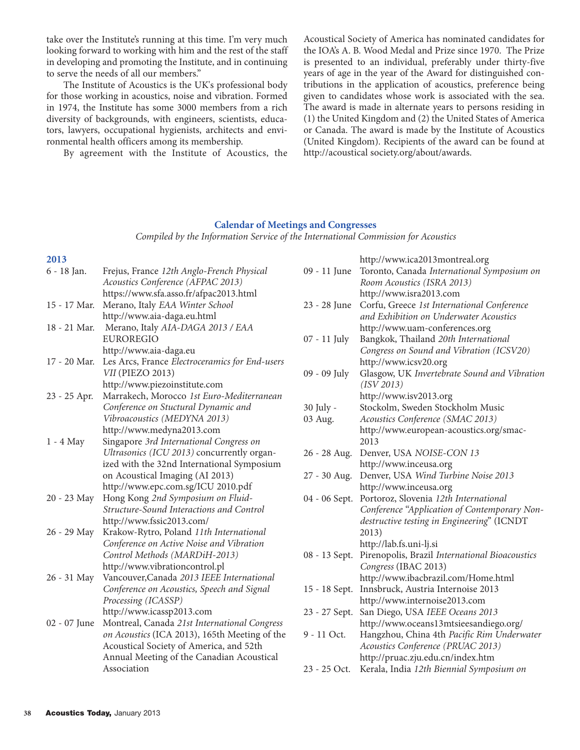take over the Institute's running at this time. I'm very much looking forward to working with him and the rest of the staff in developing and promoting the Institute, and in continuing to serve the needs of all our members."

The Institute of Acoustics is the UK's professional body for those working in acoustics, noise and vibration. Formed in 1974, the Institute has some 3000 members from a rich diversity of backgrounds, with engineers, scientists, educators, lawyers, occupational hygienists, architects and environmental health officers among its membership.

By agreement with the Institute of Acoustics, the Acoustical Society of America has nominated candidates for the IOA's A. B. Wood Medal and Prize since 1970. The Prize is presented to an individual, preferably under thirty-five years of age in the year of the Award for distinguished contributions in the application of acoustics, preference being given to candidates whose work is associated with the sea. The award is made in alternate years to persons residing in (1) the United Kingdom and (2) the United States of America or Canada. The award is made by the Institute of Acoustics (United Kingdom). Recipients of the award can be found at http://acoustical society.org/about/awards.

## Calendar of Meetings and Congresses

*Compiled by the Information Service of the International Commission for Acoustics*

### 2013

| | |
|---|---|
| 6 - 18 Jan. | Frejus, France *12th Anglo-French Physical Acoustics Conference (AFPAC 2013)* https://www.sfa.asso.fr/afpac2013.html |
| 15 - 17 Mar. | Merano, Italy *EAA Winter School* http://www.aia-daga.eu.html |
| 18 - 21 Mar. | Merano, Italy *AIA-DAGA 2013 / EAA* EUROREGIO http://www.aia-daga.eu |
| 17 - 20 Mar. | Les Arcs, France *Electroceramics for End-users VII* (PIEZO 2013) http://www.piezoinstitute.com |
| 23 - 25 Apr. | Marrakech, Morocco *1st Euro-Mediterranean Conference on Stuctural Dynamic and Vibroacoustics (MEDYNA 2013)* http://www.medyna2013.com |
| 1 - 4 May | Singapore *3rd International Congress on Ultrasonics (ICU 2013)* concurrently organized with the 32nd International Symposium on Acoustical Imaging (AI 2013) http://www.epc.com.sg/ICU 2010.pdf |
| 20 - 23 May | Hong Kong *2nd Symposium on Fluid-Structure-Sound Interactions and Control* http://www.fssic2013.com/ |
| 26 - 29 May | Krakow-Rytro, Poland *11th International Conference on Active Noise and Vibration Control Methods (MARDiH-2013)* http://www.vibrationcontrol.pl |
| 26 - 31 May | Vancouver,Canada *2013 IEEE International Conference on Acoustics, Speech and Signal Processing (ICASSP)* http://www.icassp2013.com |
| 02 - 07 June | Montreal, Canada *21st International Congress on Acoustics* (ICA 2013), 165th Meeting of the Acoustical Society of America, and 52th Annual Meeting of the Canadian Acoustical Association http://www.ica2013montreal.org |
| 09 - 11 June | Toronto, Canada *International Symposium on Room Acoustics (ISRA 2013)* http://www.isra2013.com |
| 23 - 28 June | Corfu, Greece *1st International Conference and Exhibition on Underwater Acoustics* http://www.uam-conferences.org |
| 07 - 11 July | Bangkok, Thailand *20th International Congress on Sound and Vibration (ICSV20)* http://www.icsv20.org |
| 09 - 09 July | Glasgow, UK *Invertebrate Sound and Vibration (ISV 2013)* http://www.isv2013.org |
| 30 July - 03 Aug. | Stockolm, Sweden Stockholm Music *Acoustics Conference (SMAC 2013)* http://www.european-acoustics.org/smac-2013 |
| 26 - 28 Aug. | Denver, USA *NOISE-CON 13* http://www.inceusa.org |
| 27 - 30 Aug. | Denver, USA *Wind Turbine Noise 2013* http://www.inceusa.org |
| 04 - 06 Sept. | Portoroz, Slovenia *12th International Conference "Application of Contemporary Non-destructive testing in Engineering"* (ICNDT 2013) http://lab.fs.uni-lj.si |
| 08 - 13 Sept. | Pirenopolis, Brazil *International Bioacoustics Congress* (IBAC 2013) http://www.ibacbrazil.com/Home.html |
| 15 - 18 Sept. | Innsbruck, Austria Internoise 2013 http://www.internoise2013.com |
| 23 - 27 Sept. | San Diego, USA *IEEE Oceans 2013* http://www.oceans13mtsieesandiego.org/ |
| 9 - 11 Oct. | Hangzhou, China 4th *Pacific Rim Underwater Acoustics Conference (PRUAC 2013)* http://pruac.zju.edu.cn/index.htm |
| 23 - 25 Oct. | Kerala, India *12th Biennial Symposium on* |